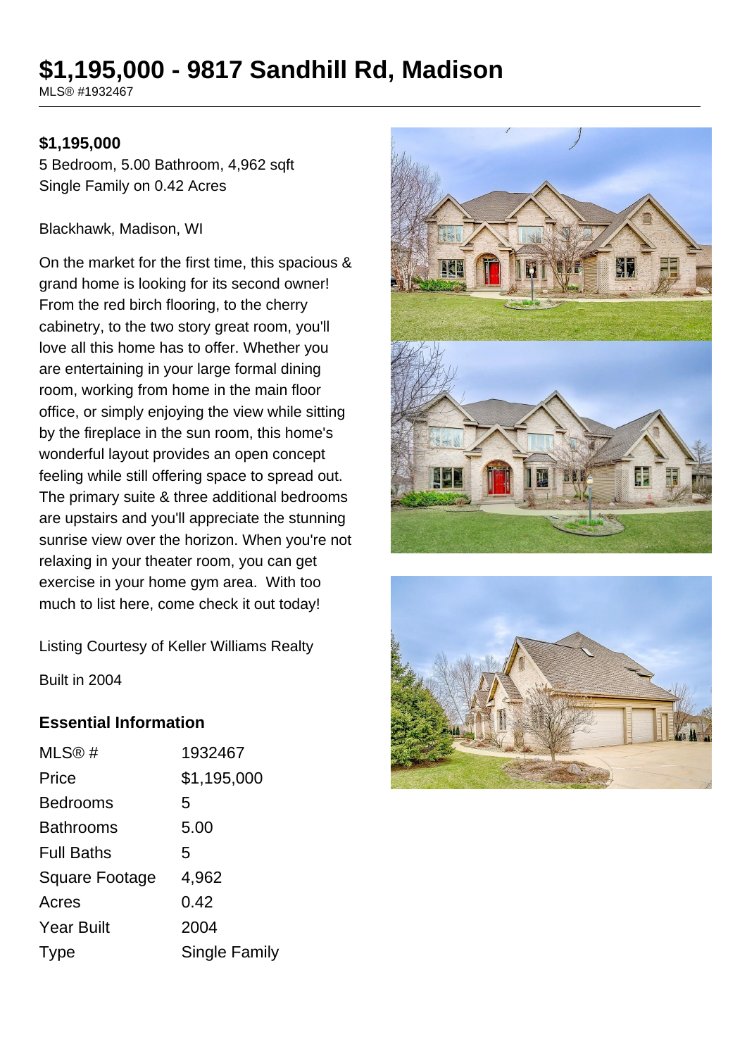# $1,195,000 - 9817 Sandhill Rd, Madison

MLS® #1932467

**$1,195,000**

5 Bedroom, 5.00 Bathroom, 4,962 sqft
Single Family on 0.42 Acres

Blackhawk, Madison, WI

On the market for the first time, this spacious & grand home is looking for its second owner! From the red birch flooring, to the cherry cabinetry, to the two story great room, you'll love all this home has to offer. Whether you are entertaining in your large formal dining room, working from home in the main floor office, or simply enjoying the view while sitting by the fireplace in the sun room, this home's wonderful layout provides an open concept feeling while still offering space to spread out. The primary suite & three additional bedrooms are upstairs and you'll appreciate the stunning sunrise view over the horizon. When you're not relaxing in your theater room, you can get exercise in your home gym area. With too much to list here, come check it out today!

Listing Courtesy of Keller Williams Realty

Built in 2004

## Essential Information

| | |
|---|---|
| MLS® # | 1932467 |
| Price | $1,195,000 |
| Bedrooms | 5 |
| Bathrooms | 5.00 |
| Full Baths | 5 |
| Square Footage | 4,962 |
| Acres | 0.42 |
| Year Built | 2004 |
| Type | Single Family |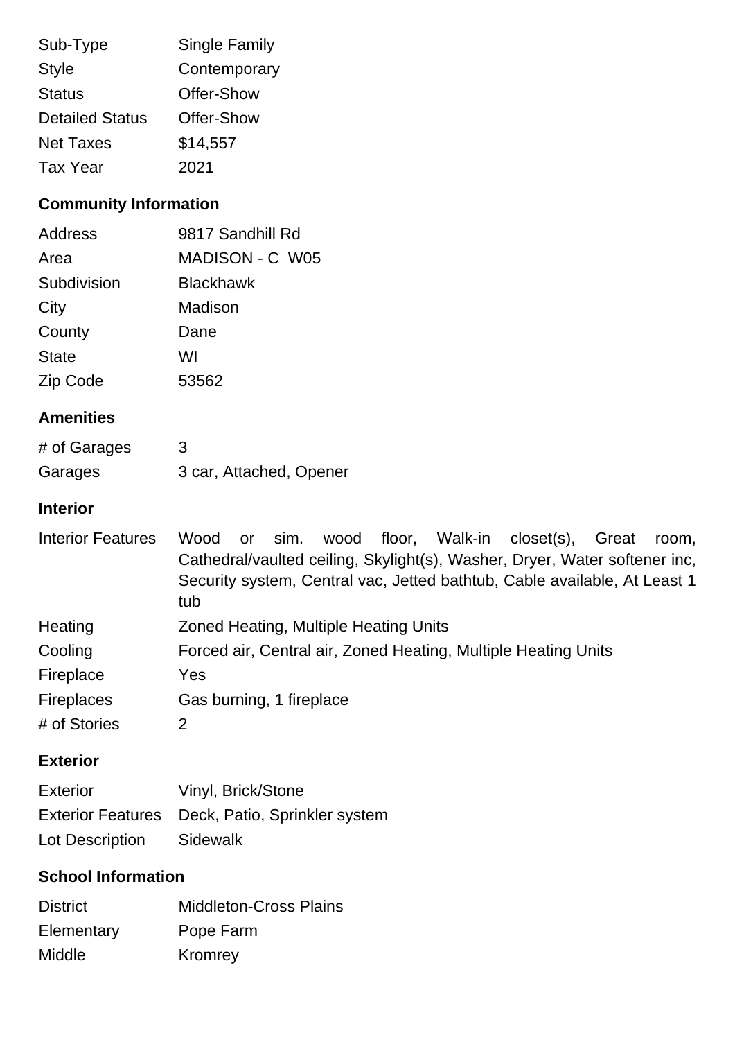| | |
|---|---|
| Sub-Type | Single Family |
| Style | Contemporary |
| Status | Offer-Show |
| Detailed Status | Offer-Show |
| Net Taxes | $14,557 |
| Tax Year | 2021 |

### Community Information

| | |
|---|---|
| Address | 9817 Sandhill Rd |
| Area | MADISON - C W05 |
| Subdivision | Blackhawk |
| City | Madison |
| County | Dane |
| State | WI |
| Zip Code | 53562 |

### Amenities

| | |
|---|---|
| # of Garages | 3 |
| Garages | 3 car, Attached, Opener |

### Interior

| | |
|---|---|
| Interior Features | Wood or sim. wood floor, Walk-in closet(s), Great room, Cathedral/vaulted ceiling, Skylight(s), Washer, Dryer, Water softener inc, Security system, Central vac, Jetted bathtub, Cable available, At Least 1 tub |
| Heating | Zoned Heating, Multiple Heating Units |
| Cooling | Forced air, Central air, Zoned Heating, Multiple Heating Units |
| Fireplace | Yes |
| Fireplaces | Gas burning, 1 fireplace |
| # of Stories | 2 |

### Exterior

| | |
|---|---|
| Exterior | Vinyl, Brick/Stone |
| Exterior Features | Deck, Patio, Sprinkler system |
| Lot Description | Sidewalk |

### School Information

| | |
|---|---|
| District | Middleton-Cross Plains |
| Elementary | Pope Farm |
| Middle | Kromrey |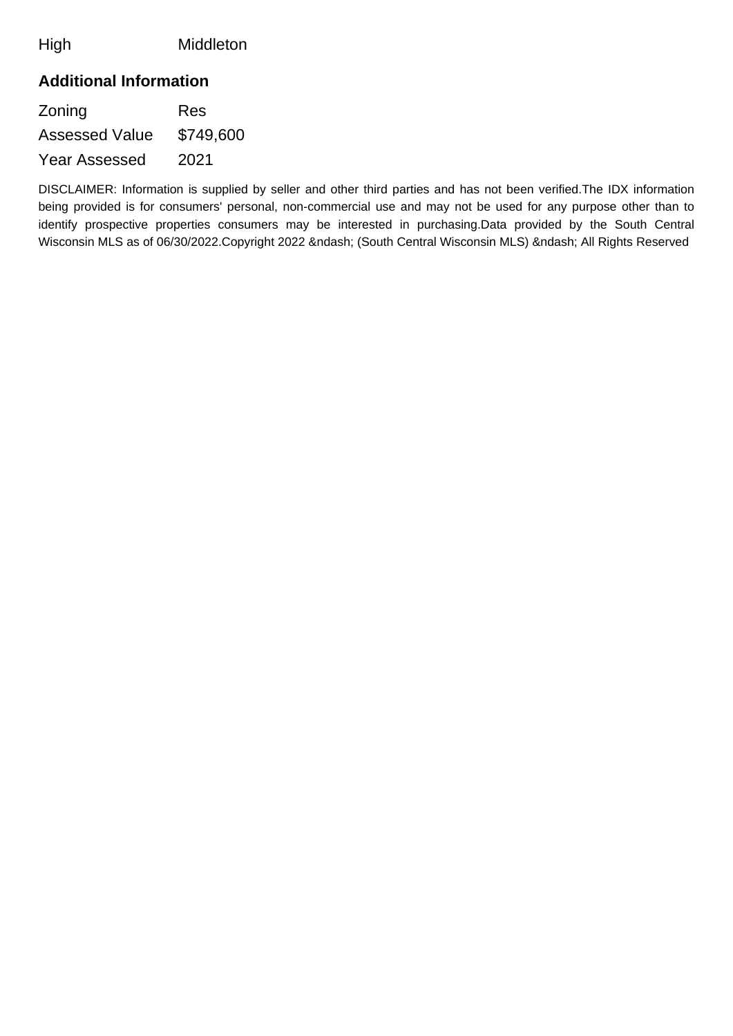| | |
|---|---|
| High | Middleton |

## Additional Information

| | |
|---|---|
| Zoning | Res |
| Assessed Value | $749,600 |
| Year Assessed | 2021 |

DISCLAIMER: Information is supplied by seller and other third parties and has not been verified.The IDX information being provided is for consumers' personal, non-commercial use and may not be used for any purpose other than to identify prospective properties consumers may be interested in purchasing.Data provided by the South Central Wisconsin MLS as of 06/30/2022.Copyright 2022 &ndash; (South Central Wisconsin MLS) &ndash; All Rights Reserved